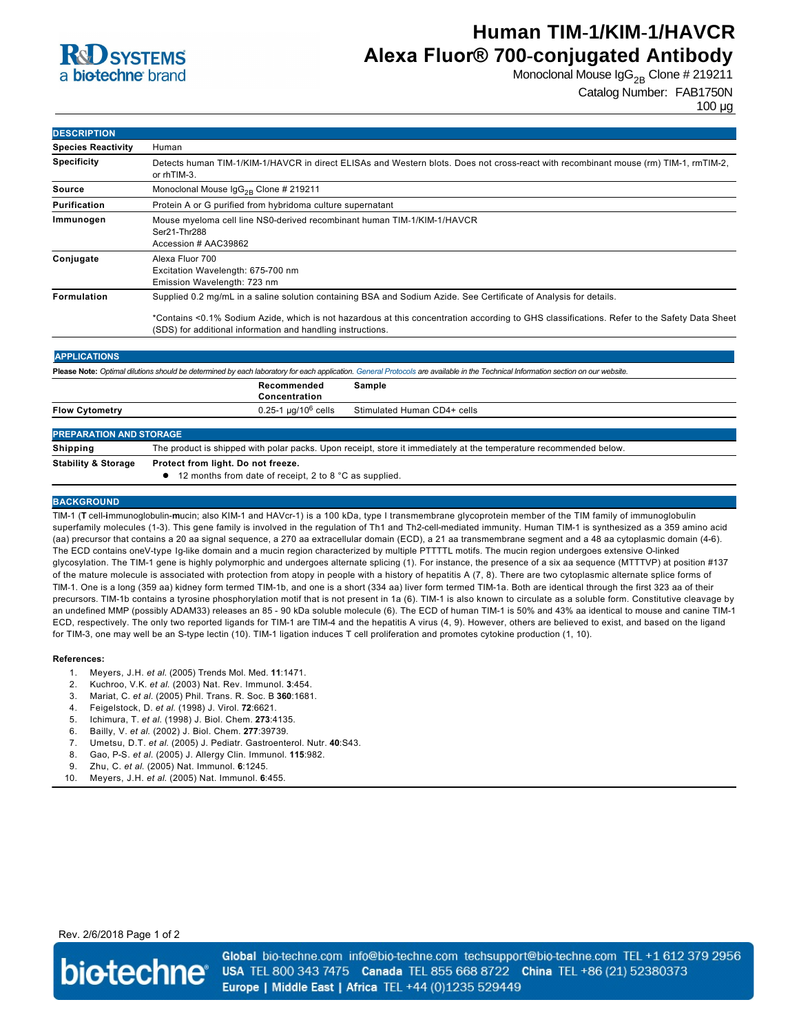# Human TIM-1/KIM-1/HAVCR Alexa Fluor® 700-conjugated Antibody

Monoclonal Mouse $IgG_{2B}$ Clone # 219211

Catalog Number: FAB1750N

100 µg

## DESCRIPTION

| | |
|---|---|
| **Species Reactivity** | Human |
| **Specificity** | Detects human TIM-1/KIM-1/HAVCR in direct ELISAs and Western blots. Does not cross-react with recombinant mouse (rm) TIM-1, rmTIM-2, or rhTIM-3. |
| **Source** | Monoclonal Mouse $IgG_{2B}$ Clone # 219211 |
| **Purification** | Protein A or G purified from hybridoma culture supernatant |
| **Immunogen** | Mouse myeloma cell line NS0-derived recombinant human TIM-1/KIM-1/HAVCR<br>Ser21-Thr288<br>Accession # AAC39862 |
| **Conjugate** | Alexa Fluor 700<br>Excitation Wavelength: 675-700 nm<br>Emission Wavelength: 723 nm |
| **Formulation** | Supplied 0.2 mg/mL in a saline solution containing BSA and Sodium Azide. See Certificate of Analysis for details.<br><br>*Contains <0.1% Sodium Azide, which is not hazardous at this concentration according to GHS classifications. Refer to the Safety Data Sheet (SDS) for additional information and handling instructions. |

## APPLICATIONS

**Please Note:** *Optimal dilutions should be determined by each laboratory for each application. General Protocols are available in the Technical Information section on our website.*

| | Recommended Concentration | Sample |
|---|---|---|
| **Flow Cytometry** | 0.25-1 µg/$10^6$ cells | Stimulated Human CD4+ cells |

## PREPARATION AND STORAGE

| | |
|---|---|
| **Shipping** | The product is shipped with polar packs. Upon receipt, store it immediately at the temperature recommended below. |
| **Stability & Storage** | **Protect from light. Do not freeze.**<br>• 12 months from date of receipt, 2 to 8 °C as supplied. |

## BACKGROUND

TIM-1 (**T** cell-**i**mmunoglobulin-**m**ucin; also KIM-1 and HAVcr-1) is a 100 kDa, type I transmembrane glycoprotein member of the TIM family of immunoglobulin superfamily molecules (1-3). This gene family is involved in the regulation of Th1 and Th2-cell-mediated immunity. Human TIM-1 is synthesized as a 359 amino acid (aa) precursor that contains a 20 aa signal sequence, a 270 aa extracellular domain (ECD), a 21 aa transmembrane segment and a 48 aa cytoplasmic domain (4-6). The ECD contains oneV-type Ig-like domain and a mucin region characterized by multiple PTTTTL motifs. The mucin region undergoes extensive O-linked glycosylation. The TIM-1 gene is highly polymorphic and undergoes alternate splicing (1). For instance, the presence of a six aa sequence (MTTTVP) at position #137 of the mature molecule is associated with protection from atopy in people with a history of hepatitis A (7, 8). There are two cytoplasmic alternate splice forms of TIM-1. One is a long (359 aa) kidney form termed TIM-1b, and one is a short (334 aa) liver form termed TIM-1a. Both are identical through the first 323 aa of their precursors. TIM-1b contains a tyrosine phosphorylation motif that is not present in 1a (6). TIM-1 is also known to circulate as a soluble form. Constitutive cleavage by an undefined MMP (possibly ADAM33) releases an 85 - 90 kDa soluble molecule (6). The ECD of human TIM-1 is 50% and 43% aa identical to mouse and canine TIM-1 ECD, respectively. The only two reported ligands for TIM-1 are TIM-4 and the hepatitis A virus (4, 9). However, others are believed to exist, and based on the ligand for TIM-3, one may well be an S-type lectin (10). TIM-1 ligation induces T cell proliferation and promotes cytokine production (1, 10).

**References:**

1. Meyers, J.H. *et al.* (2005) Trends Mol. Med. **11**:1471.
2. Kuchroo, V.K. *et al.* (2003) Nat. Rev. Immunol. **3**:454.
3. Mariat, C. *et al.* (2005) Phil. Trans. R. Soc. B **360**:1681.
4. Feigelstock, D. *et al.* (1998) J. Virol. **72**:6621.
5. Ichimura, T. *et al.* (1998) J. Biol. Chem. **273**:4135.
6. Bailly, V. *et al.* (2002) J. Biol. Chem. **277**:39739.
7. Umetsu, D.T. *et al.* (2005) J. Pediatr. Gastroenterol. Nutr. **40**:S43.
8. Gao, P-S. *et al.* (2005) J. Allergy Clin. Immunol. **115**:982.
9. Zhu, C. *et al.* (2005) Nat. Immunol. **6**:1245.
10. Meyers, J.H. *et al.* (2005) Nat. Immunol. **6**:455.

Rev. 2/6/2018

**Global** bio-techne.com info@bio-techne.com techsupport@bio-techne.com TEL +1 612 379 2956
**USA** TEL 800 343 7475 **Canada** TEL 855 668 8722 **China** TEL +86 (21) 52380373
**Europe | Middle East | Africa** TEL +44 (0)1235 529449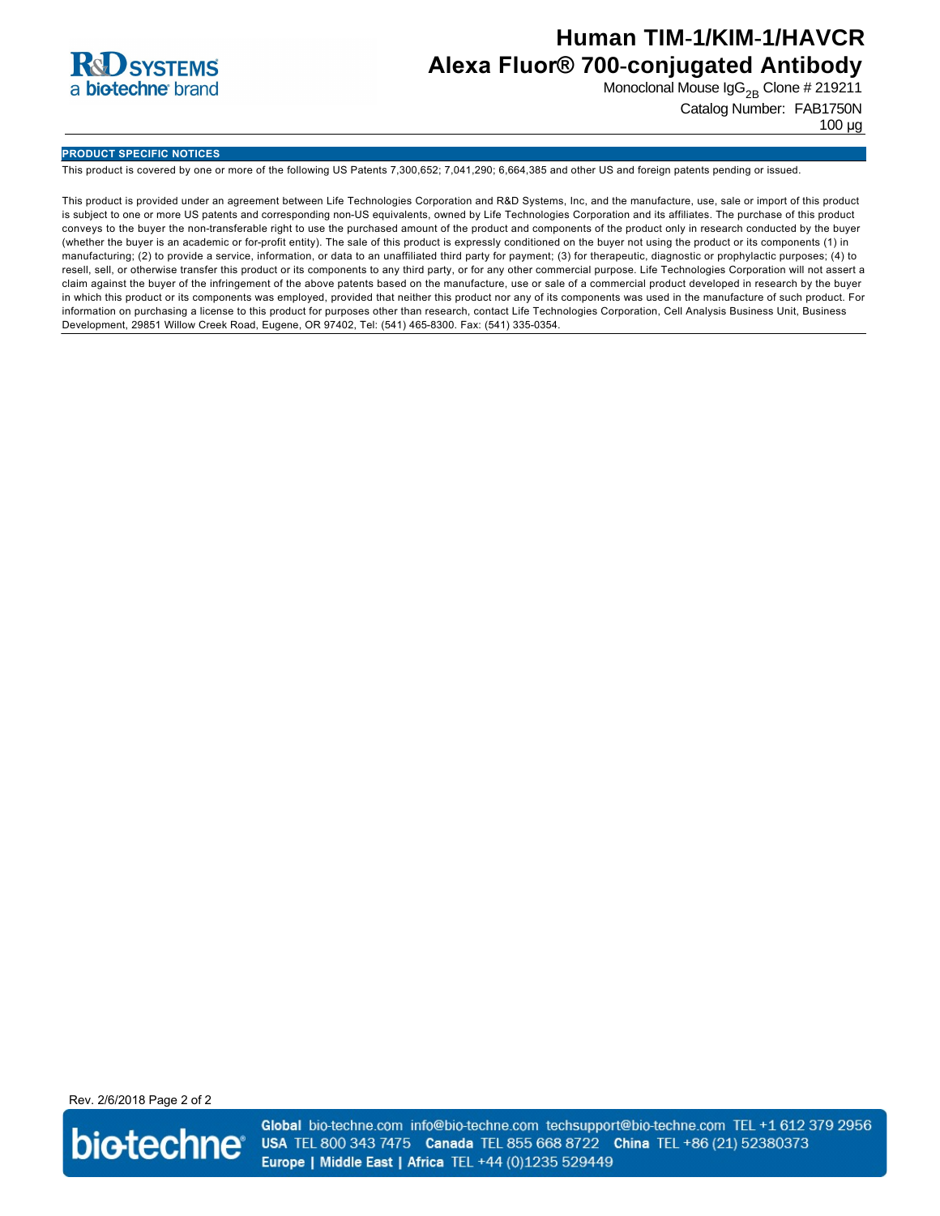# Human TIM-1/KIM-1/HAVCR Alexa Fluor® 700-conjugated Antibody

Monoclonal Mouse $IgG_{2B}$ Clone # 219211

Catalog Number: FAB1750N

100 µg

## PRODUCT SPECIFIC NOTICES

This product is covered by one or more of the following US Patents 7,300,652; 7,041,290; 6,664,385 and other US and foreign patents pending or issued.

This product is provided under an agreement between Life Technologies Corporation and R&D Systems, Inc, and the manufacture, use, sale or import of this product is subject to one or more US patents and corresponding non-US equivalents, owned by Life Technologies Corporation and its affiliates. The purchase of this product conveys to the buyer the non-transferable right to use the purchased amount of the product and components of the product only in research conducted by the buyer (whether the buyer is an academic or for-profit entity). The sale of this product is expressly conditioned on the buyer not using the product or its components (1) in manufacturing; (2) to provide a service, information, or data to an unaffiliated third party for payment; (3) for therapeutic, diagnostic or prophylactic purposes; (4) to resell, sell, or otherwise transfer this product or its components to any third party, or for any other commercial purpose. Life Technologies Corporation will not assert a claim against the buyer of the infringement of the above patents based on the manufacture, use or sale of a commercial product developed in research by the buyer in which this product or its components was employed, provided that neither this product nor any of its components was used in the manufacture of such product. For information on purchasing a license to this product for purposes other than research, contact Life Technologies Corporation, Cell Analysis Business Unit, Business Development, 29851 Willow Creek Road, Eugene, OR 97402, Tel: (541) 465-8300. Fax: (541) 335-0354.

Rev. 2/6/2018

**Global** bio-techne.com info@bio-techne.com techsupport@bio-techne.com TEL +1 612 379 2956
**USA** TEL 800 343 7475 **Canada** TEL 855 668 8722 **China** TEL +86 (21) 52380373
**Europe | Middle East | Africa** TEL +44 (0)1235 529449